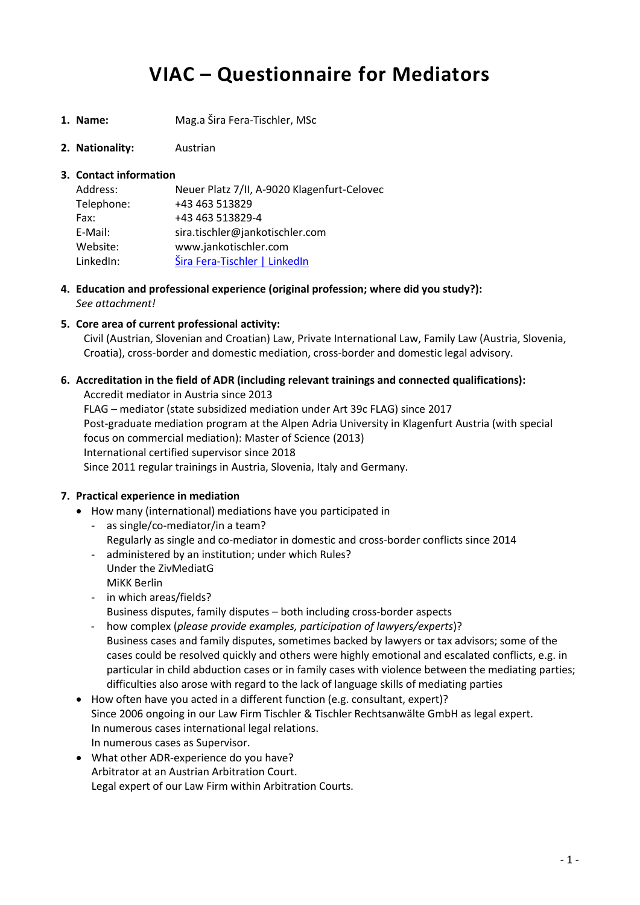# VIAC – Questionnaire for Mediators

1. **Name:** Mag.a Šira Fera-Tischler, MSc

2. **Nationality:** Austrian

3. **Contact information**

   Address: Neuer Platz 7/II, A-9020 Klagenfurt-Celovec
   Telephone: +43 463 513829
   Fax: +43 463 513829-4
   E-Mail: sira.tischler@jankotischler.com
   Website: www.jankotischler.com
   LinkedIn: [Šira Fera-Tischler | LinkedIn]

4. **Education and professional experience (original profession; where did you study?):**
   *See attachment!*

5. **Core area of current professional activity:**
   Civil (Austrian, Slovenian and Croatian) Law, Private International Law, Family Law (Austria, Slovenia, Croatia), cross-border and domestic mediation, cross-border and domestic legal advisory.

6. **Accreditation in the field of ADR (including relevant trainings and connected qualifications):**
   Accredit mediator in Austria since 2013
   FLAG – mediator (state subsidized mediation under Art 39c FLAG) since 2017
   Post-graduate mediation program at the Alpen Adria University in Klagenfurt Austria (with special focus on commercial mediation): Master of Science (2013)
   International certified supervisor since 2018
   Since 2011 regular trainings in Austria, Slovenia, Italy and Germany.

7. **Practical experience in mediation**
   - How many (international) mediations have you participated in
     - as single/co-mediator/in a team?
       Regularly as single and co-mediator in domestic and cross-border conflicts since 2014
     - administered by an institution; under which Rules?
       Under the ZivMediatG
       MiKK Berlin
     - in which areas/fields?
       Business disputes, family disputes – both including cross-border aspects
     - how complex (*please provide examples, participation of lawyers/experts*)?
       Business cases and family disputes, sometimes backed by lawyers or tax advisors; some of the cases could be resolved quickly and others were highly emotional and escalated conflicts, e.g. in particular in child abduction cases or in family cases with violence between the mediating parties; difficulties also arose with regard to the lack of language skills of mediating parties
   - How often have you acted in a different function (e.g. consultant, expert)?
     Since 2006 ongoing in our Law Firm Tischler & Tischler Rechtsanwälte GmbH as legal expert.
     In numerous cases international legal relations.
     In numerous cases as Supervisor.
   - What other ADR-experience do you have?
     Arbitrator at an Austrian Arbitration Court.
     Legal expert of our Law Firm within Arbitration Courts.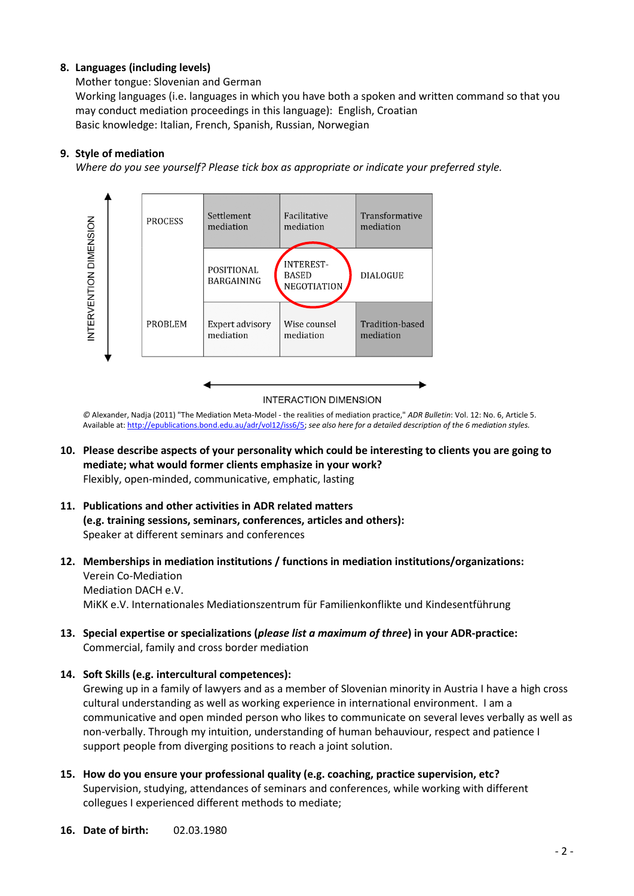8. **Languages (including levels)**
   Mother tongue: Slovenian and German
   Working languages (i.e. languages in which you have both a spoken and written command so that you may conduct mediation proceedings in this language): English, Croatian
   Basic knowledge: Italian, French, Spanish, Russian, Norwegian

9. **Style of mediation**
   *Where do you see yourself? Please tick box as appropriate or indicate your preferred style.*

INTERVENTION DIMENSION (vertical axis: PROCESS – PROBLEM)

| | | | |
|---|---|---|---|
| PROCESS | Settlement mediation | Facilitative mediation | Transformative mediation |
| | POSITIONAL BARGAINING | INTEREST-BASED NEGOTIATION (circled) | DIALOGUE |
| PROBLEM | Expert advisory mediation | Wise counsel mediation | Tradition-based mediation |

INTERACTION DIMENSION

© Alexander, Nadja (2011) "The Mediation Meta-Model - the realities of mediation practice," *ADR Bulletin*: Vol. 12: No. 6, Article 5. Available at: http://epublications.bond.edu.au/adr/vol12/iss6/5; *see also here for a detailed description of the 6 mediation styles.*

10. **Please describe aspects of your personality which could be interesting to clients you are going to mediate; what would former clients emphasize in your work?**
    Flexibly, open-minded, communicative, emphatic, lasting

11. **Publications and other activities in ADR related matters (e.g. training sessions, seminars, conferences, articles and others):**
    Speaker at different seminars and conferences

12. **Memberships in mediation institutions / functions in mediation institutions/organizations:**
    Verein Co-Mediation
    Mediation DACH e.V.
    MiKK e.V. Internationales Mediationszentrum für Familienkonflikte und Kindesentführung

13. **Special expertise or specializations (*please list a maximum of three*) in your ADR-practice:**
    Commercial, family and cross border mediation

14. **Soft Skills (e.g. intercultural competences):**
    Grewing up in a family of lawyers and as a member of Slovenian minority in Austria I have a high cross cultural understanding as well as working experience in international environment. I am a communicative and open minded person who likes to communicate on several leves verbally as well as non-verbally. Through my intuition, understanding of human behauviour, respect and patience I support people from diverging positions to reach a joint solution.

15. **How do you ensure your professional quality (e.g. coaching, practice supervision, etc?**
    Supervision, studying, attendances of seminars and conferences, while working with different collegues I experienced different methods to mediate;

16. **Date of birth:** 02.03.1980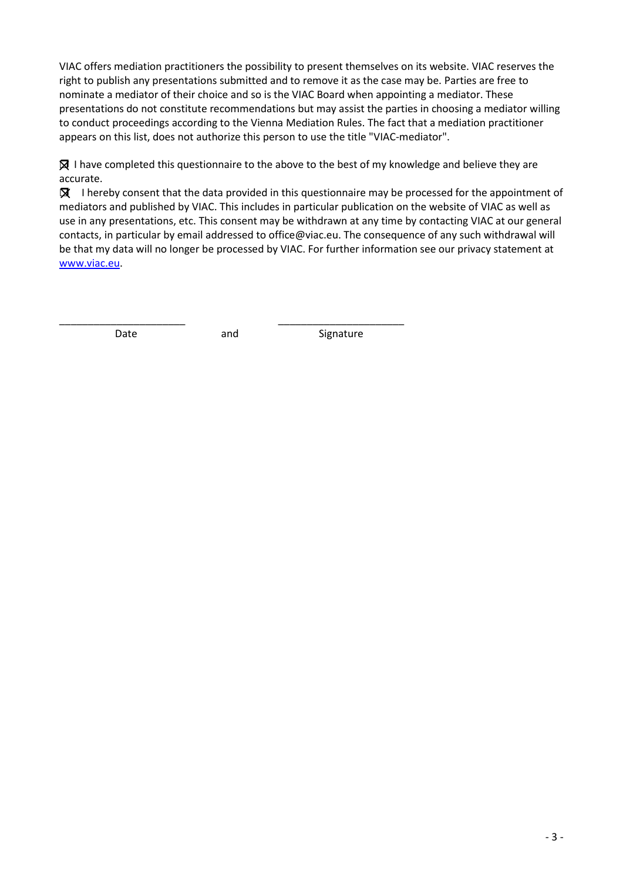VIAC offers mediation practitioners the possibility to present themselves on its website. VIAC reserves the right to publish any presentations submitted and to remove it as the case may be. Parties are free to nominate a mediator of their choice and so is the VIAC Board when appointing a mediator. These presentations do not constitute recommendations but may assist the parties in choosing a mediator willing to conduct proceedings according to the Vienna Mediation Rules. The fact that a mediation practitioner appears on this list, does not authorize this person to use the title "VIAC-mediator".

☒ I have completed this questionnaire to the above to the best of my knowledge and believe they are accurate.

☒ I hereby consent that the data provided in this questionnaire may be processed for the appointment of mediators and published by VIAC. This includes in particular publication on the website of VIAC as well as use in any presentations, etc. This consent may be withdrawn at any time by contacting VIAC at our general contacts, in particular by email addressed to office@viac.eu. The consequence of any such withdrawal will be that my data will no longer be processed by VIAC. For further information see our privacy statement at www.viac.eu.

______________________ and ______________________

Date and Signature